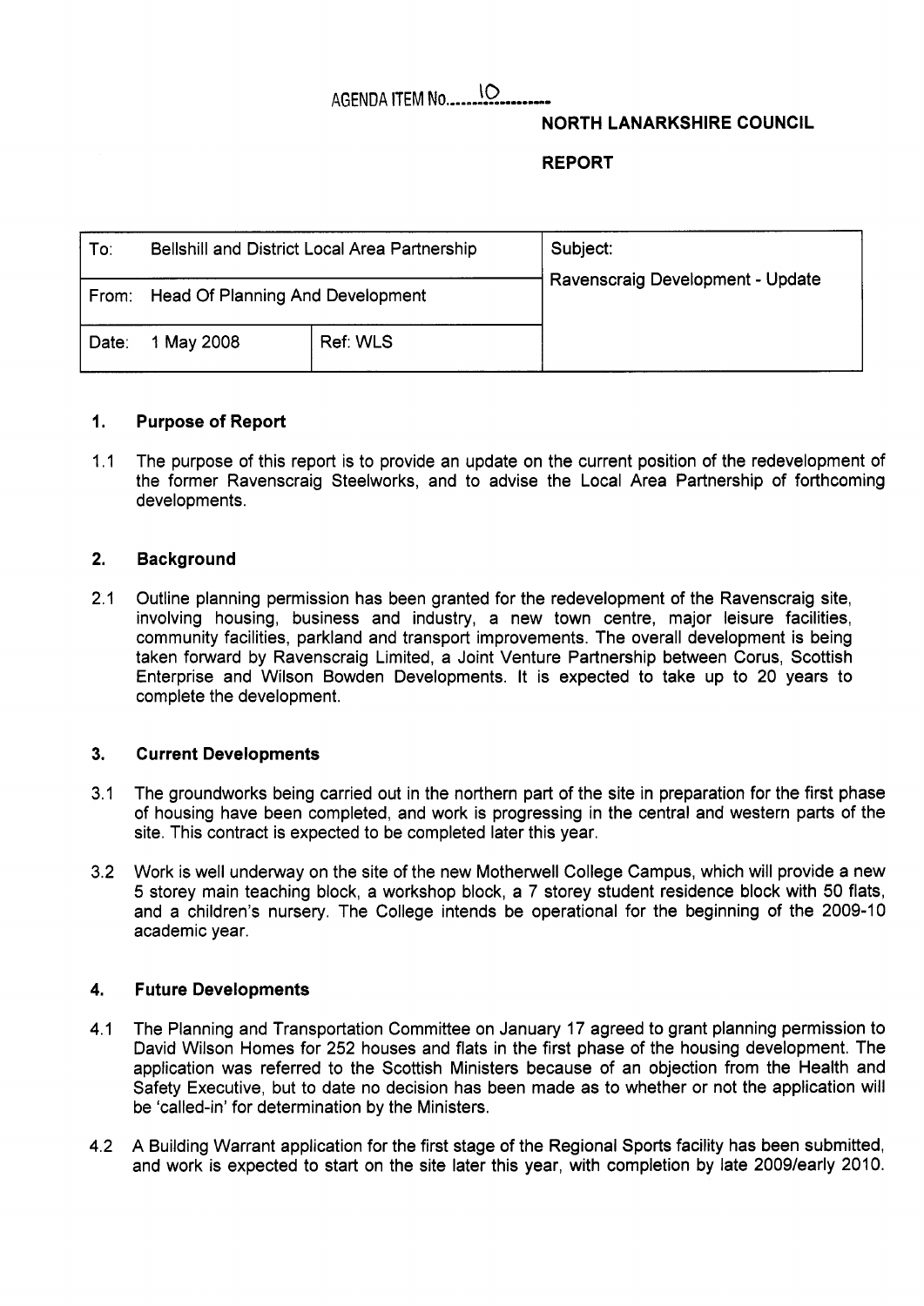AGENDA ITEM No......10.........

**NORTH LANARKSHIRE COUNCIL**

**REPORT**

| To: Bellshill and District Local Area Partnership | | Subject: Ravenscraig Development - Update |
|---|---|---|
| From: Head Of Planning And Development | | |
| Date: 1 May 2008 | Ref: WLS | |

## 1. Purpose of Report

1.1 The purpose of this report is to provide an update on the current position of the redevelopment of the former Ravenscraig Steelworks, and to advise the Local Area Partnership of forthcoming developments.

## 2. Background

2.1 Outline planning permission has been granted for the redevelopment of the Ravenscraig site, involving housing, business and industry, a new town centre, major leisure facilities, community facilities, parkland and transport improvements. The overall development is being taken forward by Ravenscraig Limited, a Joint Venture Partnership between Corus, Scottish Enterprise and Wilson Bowden Developments. It is expected to take up to 20 years to complete the development.

## 3. Current Developments

3.1 The groundworks being carried out in the northern part of the site in preparation for the first phase of housing have been completed, and work is progressing in the central and western parts of the site. This contract is expected to be completed later this year.

3.2 Work is well underway on the site of the new Motherwell College Campus, which will provide a new 5 storey main teaching block, a workshop block, a 7 storey student residence block with 50 flats, and a children's nursery. The College intends be operational for the beginning of the 2009-10 academic year.

## 4. Future Developments

4.1 The Planning and Transportation Committee on January 17 agreed to grant planning permission to David Wilson Homes for 252 houses and flats in the first phase of the housing development. The application was referred to the Scottish Ministers because of an objection from the Health and Safety Executive, but to date no decision has been made as to whether or not the application will be 'called-in' for determination by the Ministers.

4.2 A Building Warrant application for the first stage of the Regional Sports facility has been submitted, and work is expected to start on the site later this year, with completion by late 2009/early 2010.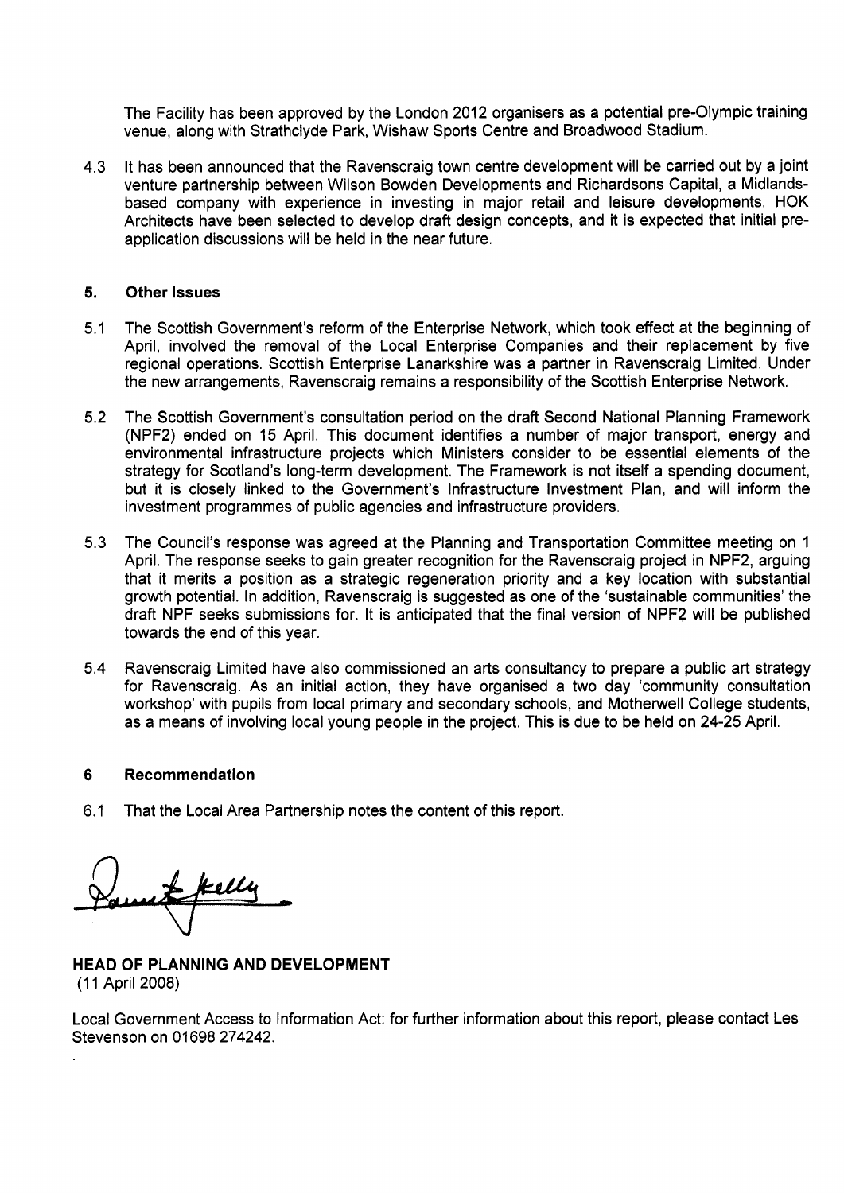The Facility has been approved by the London 2012 organisers as a potential pre-Olympic training venue, along with Strathclyde Park, Wishaw Sports Centre and Broadwood Stadium.

4.3 It has been announced that the Ravenscraig town centre development will be carried out by a joint venture partnership between Wilson Bowden Developments and Richardsons Capital, a Midlands-based company with experience in investing in major retail and leisure developments. HOK Architects have been selected to develop draft design concepts, and it is expected that initial pre-application discussions will be held in the near future.

## 5. Other Issues

5.1 The Scottish Government's reform of the Enterprise Network, which took effect at the beginning of April, involved the removal of the Local Enterprise Companies and their replacement by five regional operations. Scottish Enterprise Lanarkshire was a partner in Ravenscraig Limited. Under the new arrangements, Ravenscraig remains a responsibility of the Scottish Enterprise Network.

5.2 The Scottish Government's consultation period on the draft Second National Planning Framework (NPF2) ended on 15 April. This document identifies a number of major transport, energy and environmental infrastructure projects which Ministers consider to be essential elements of the strategy for Scotland's long-term development. The Framework is not itself a spending document, but it is closely linked to the Government's Infrastructure Investment Plan, and will inform the investment programmes of public agencies and infrastructure providers.

5.3 The Council's response was agreed at the Planning and Transportation Committee meeting on 1 April. The response seeks to gain greater recognition for the Ravenscraig project in NPF2, arguing that it merits a position as a strategic regeneration priority and a key location with substantial growth potential. In addition, Ravenscraig is suggested as one of the 'sustainable communities' the draft NPF seeks submissions for. It is anticipated that the final version of NPF2 will be published towards the end of this year.

5.4 Ravenscraig Limited have also commissioned an arts consultancy to prepare a public art strategy for Ravenscraig. As an initial action, they have organised a two day 'community consultation workshop' with pupils from local primary and secondary schools, and Motherwell College students, as a means of involving local young people in the project. This is due to be held on 24-25 April.

## 6 Recommendation

6.1 That the Local Area Partnership notes the content of this report.

**HEAD OF PLANNING AND DEVELOPMENT**
(11 April 2008)

Local Government Access to Information Act: for further information about this report, please contact Les Stevenson on 01698 274242.